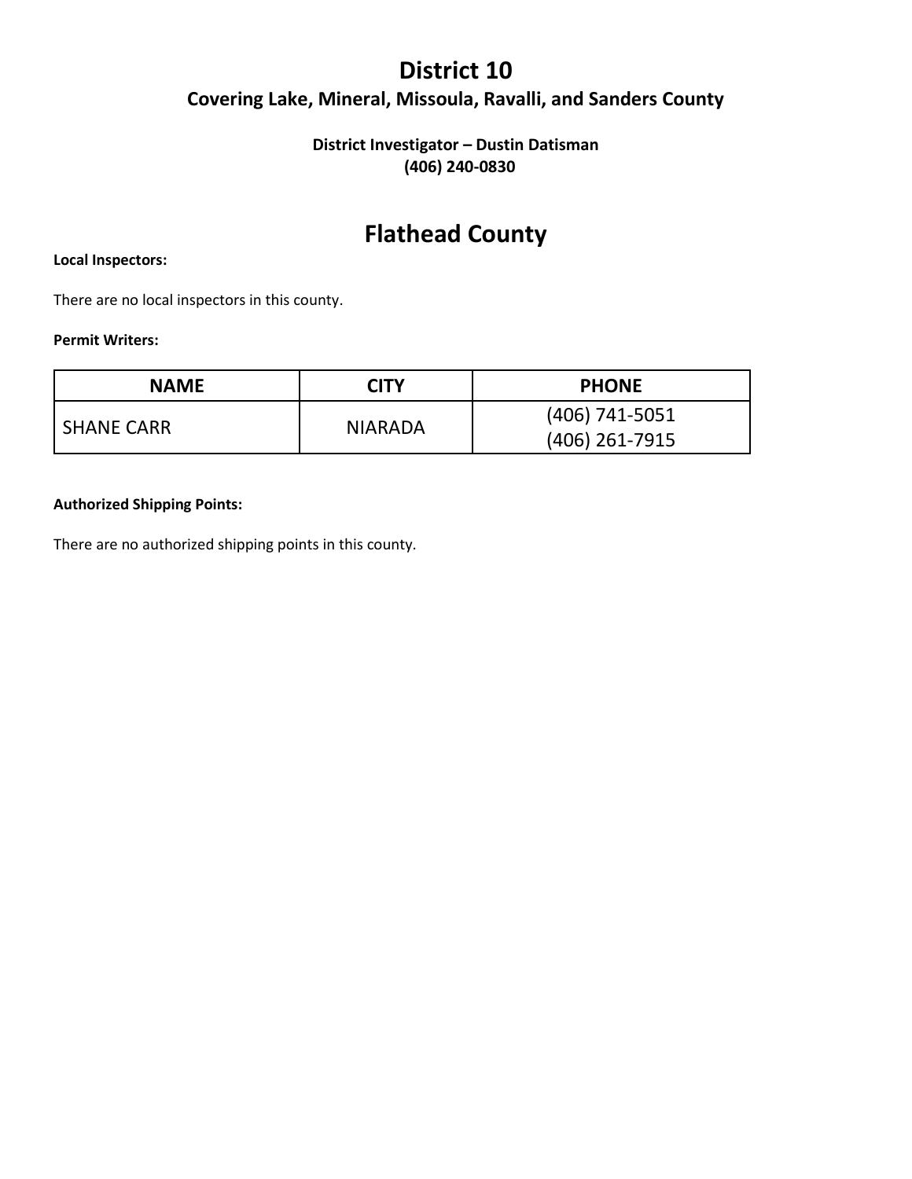# District 10

## Covering Lake, Mineral, Missoula, Ravalli, and Sanders County

**District Investigator – Dustin Datisman**
**(406) 240-0830**

# Flathead County

**Local Inspectors:**

There are no local inspectors in this county.

**Permit Writers:**

| NAME | CITY | PHONE |
|---|---|---|
| SHANE CARR | NIARADA | (406) 741-5051<br>(406) 261-7915 |

**Authorized Shipping Points:**

There are no authorized shipping points in this county.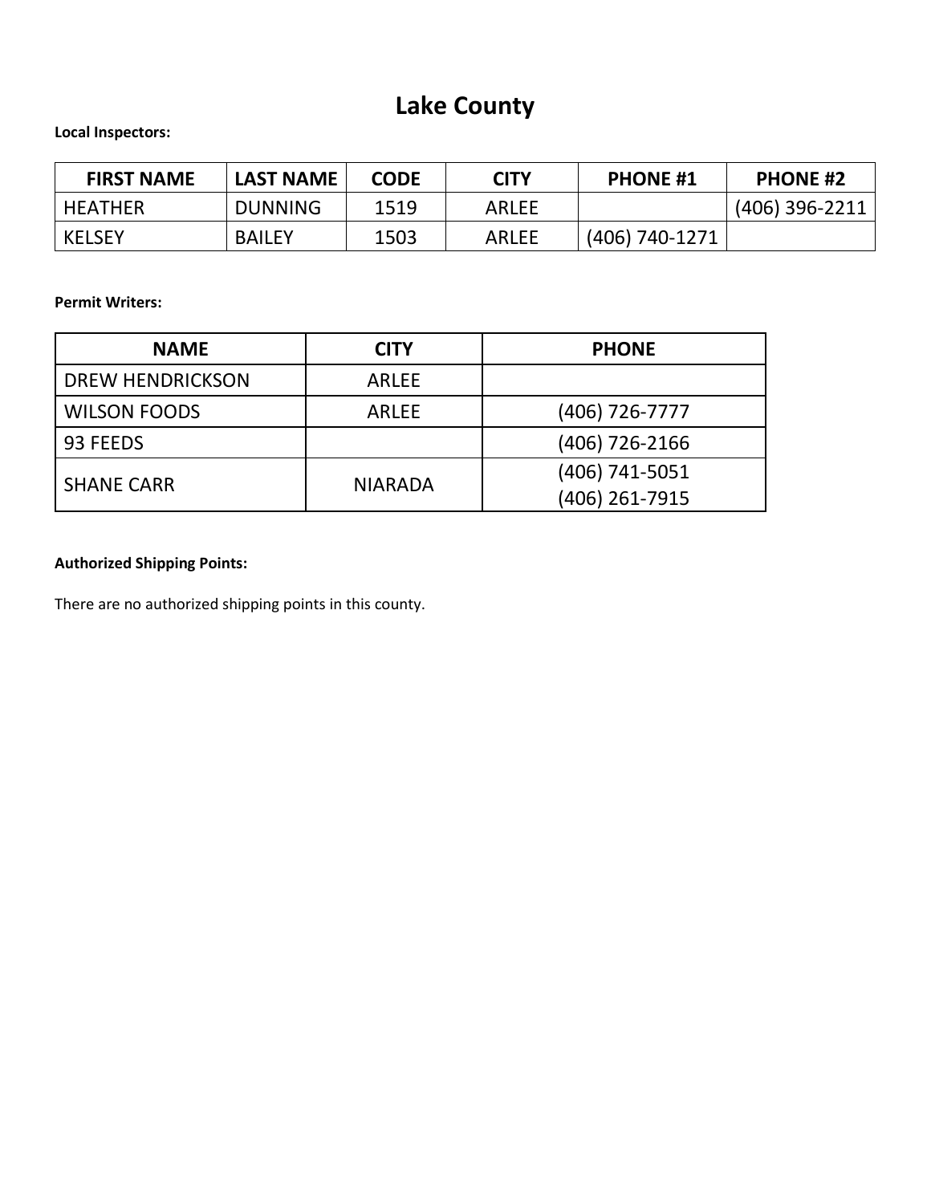# Lake County

**Local Inspectors:**

| FIRST NAME | LAST NAME | CODE | CITY | PHONE #1 | PHONE #2 |
|---|---|---|---|---|---|
| HEATHER | DUNNING | 1519 | ARLEE | | (406) 396-2211 |
| KELSEY | BAILEY | 1503 | ARLEE | (406) 740-1271 | |

**Permit Writers:**

| NAME | CITY | PHONE |
|---|---|---|
| DREW HENDRICKSON | ARLEE | |
| WILSON FOODS | ARLEE | (406) 726-7777 |
| 93 FEEDS | | (406) 726-2166 |
| SHANE CARR | NIARADA | (406) 741-5051<br>(406) 261-7915 |

**Authorized Shipping Points:**

There are no authorized shipping points in this county.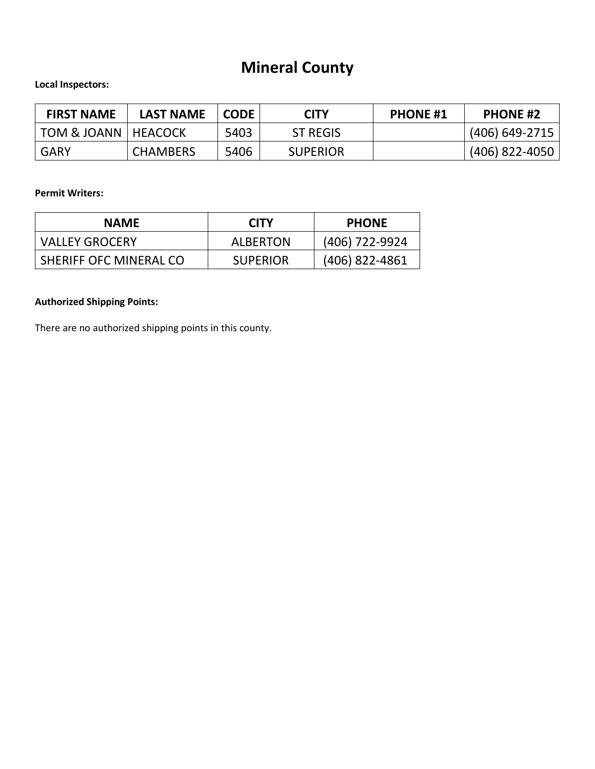# Mineral County

**Local Inspectors:**

| FIRST NAME | LAST NAME | CODE | CITY | PHONE #1 | PHONE #2 |
|---|---|---|---|---|---|
| TOM & JOANN | HEACOCK | 5403 | ST REGIS | | (406) 649-2715 |
| GARY | CHAMBERS | 5406 | SUPERIOR | | (406) 822-4050 |

**Permit Writers:**

| NAME | CITY | PHONE |
|---|---|---|
| VALLEY GROCERY | ALBERTON | (406) 722-9924 |
| SHERIFF OFC MINERAL CO | SUPERIOR | (406) 822-4861 |

**Authorized Shipping Points:**

There are no authorized shipping points in this county.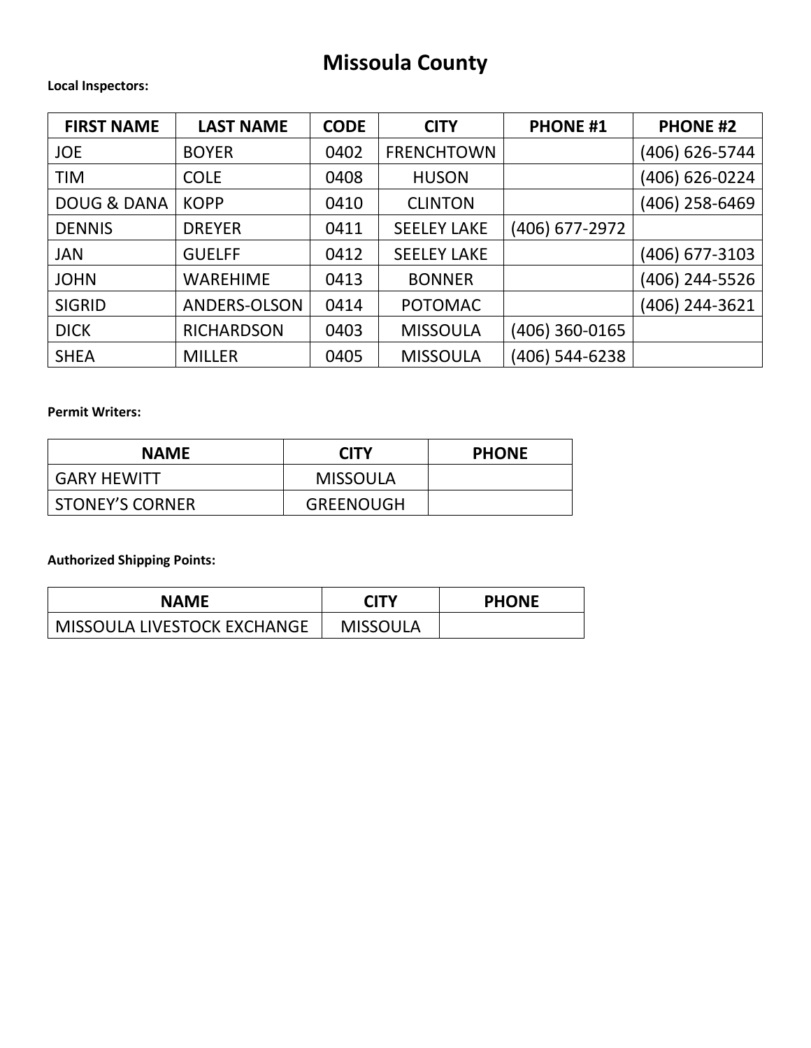# Missoula County

**Local Inspectors:**

| FIRST NAME | LAST NAME | CODE | CITY | PHONE #1 | PHONE #2 |
|---|---|---|---|---|---|
| JOE | BOYER | 0402 | FRENCHTOWN | | (406) 626-5744 |
| TIM | COLE | 0408 | HUSON | | (406) 626-0224 |
| DOUG & DANA | KOPP | 0410 | CLINTON | | (406) 258-6469 |
| DENNIS | DREYER | 0411 | SEELEY LAKE | (406) 677-2972 | |
| JAN | GUELFF | 0412 | SEELEY LAKE | | (406) 677-3103 |
| JOHN | WAREHIME | 0413 | BONNER | | (406) 244-5526 |
| SIGRID | ANDERS-OLSON | 0414 | POTOMAC | | (406) 244-3621 |
| DICK | RICHARDSON | 0403 | MISSOULA | (406) 360-0165 | |
| SHEA | MILLER | 0405 | MISSOULA | (406) 544-6238 | |

**Permit Writers:**

| NAME | CITY | PHONE |
|---|---|---|
| GARY HEWITT | MISSOULA | |
| STONEY'S CORNER | GREENOUGH | |

**Authorized Shipping Points:**

| NAME | CITY | PHONE |
|---|---|---|
| MISSOULA LIVESTOCK EXCHANGE | MISSOULA | |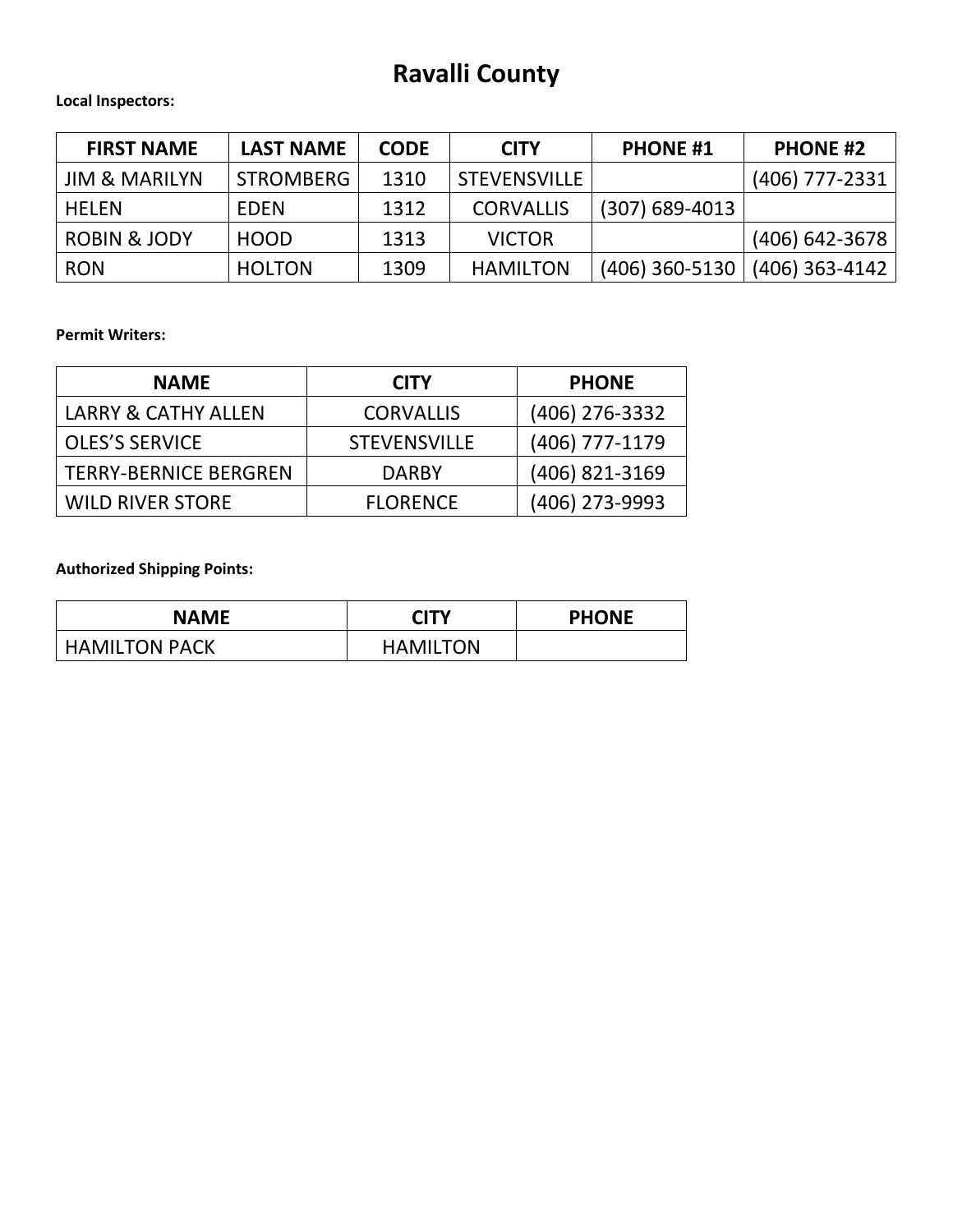# Ravalli County

**Local Inspectors:**

| FIRST NAME | LAST NAME | CODE | CITY | PHONE #1 | PHONE #2 |
|---|---|---|---|---|---|
| JIM & MARILYN | STROMBERG | 1310 | STEVENSVILLE | | (406) 777-2331 |
| HELEN | EDEN | 1312 | CORVALLIS | (307) 689-4013 | |
| ROBIN & JODY | HOOD | 1313 | VICTOR | | (406) 642-3678 |
| RON | HOLTON | 1309 | HAMILTON | (406) 360-5130 | (406) 363-4142 |

**Permit Writers:**

| NAME | CITY | PHONE |
|---|---|---|
| LARRY & CATHY ALLEN | CORVALLIS | (406) 276-3332 |
| OLES'S SERVICE | STEVENSVILLE | (406) 777-1179 |
| TERRY-BERNICE BERGREN | DARBY | (406) 821-3169 |
| WILD RIVER STORE | FLORENCE | (406) 273-9993 |

**Authorized Shipping Points:**

| NAME | CITY | PHONE |
|---|---|---|
| HAMILTON PACK | HAMILTON | |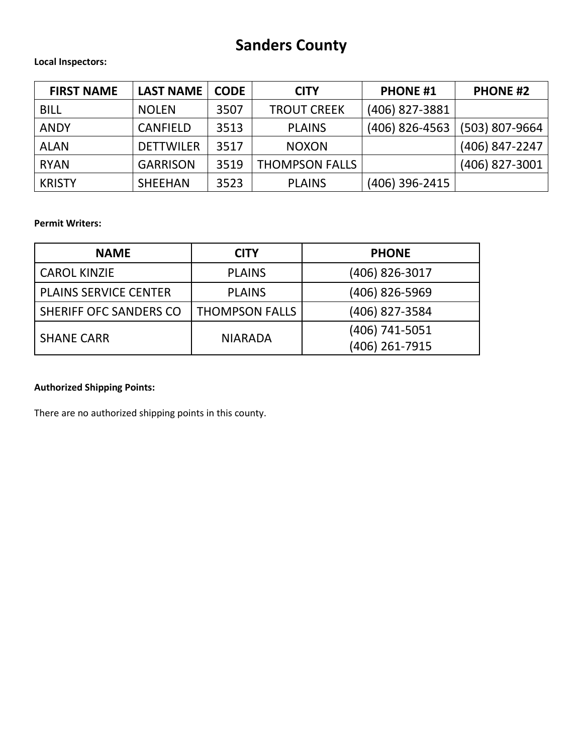# Sanders County

**Local Inspectors:**

| FIRST NAME | LAST NAME | CODE | CITY | PHONE #1 | PHONE #2 |
|---|---|---|---|---|---|
| BILL | NOLEN | 3507 | TROUT CREEK | (406) 827-3881 | |
| ANDY | CANFIELD | 3513 | PLAINS | (406) 826-4563 | (503) 807-9664 |
| ALAN | DETTWILER | 3517 | NOXON | | (406) 847-2247 |
| RYAN | GARRISON | 3519 | THOMPSON FALLS | | (406) 827-3001 |
| KRISTY | SHEEHAN | 3523 | PLAINS | (406) 396-2415 | |

**Permit Writers:**

| NAME | CITY | PHONE |
|---|---|---|
| CAROL KINZIE | PLAINS | (406) 826-3017 |
| PLAINS SERVICE CENTER | PLAINS | (406) 826-5969 |
| SHERIFF OFC SANDERS CO | THOMPSON FALLS | (406) 827-3584 |
| SHANE CARR | NIARADA | (406) 741-5051<br>(406) 261-7915 |

**Authorized Shipping Points:**

There are no authorized shipping points in this county.